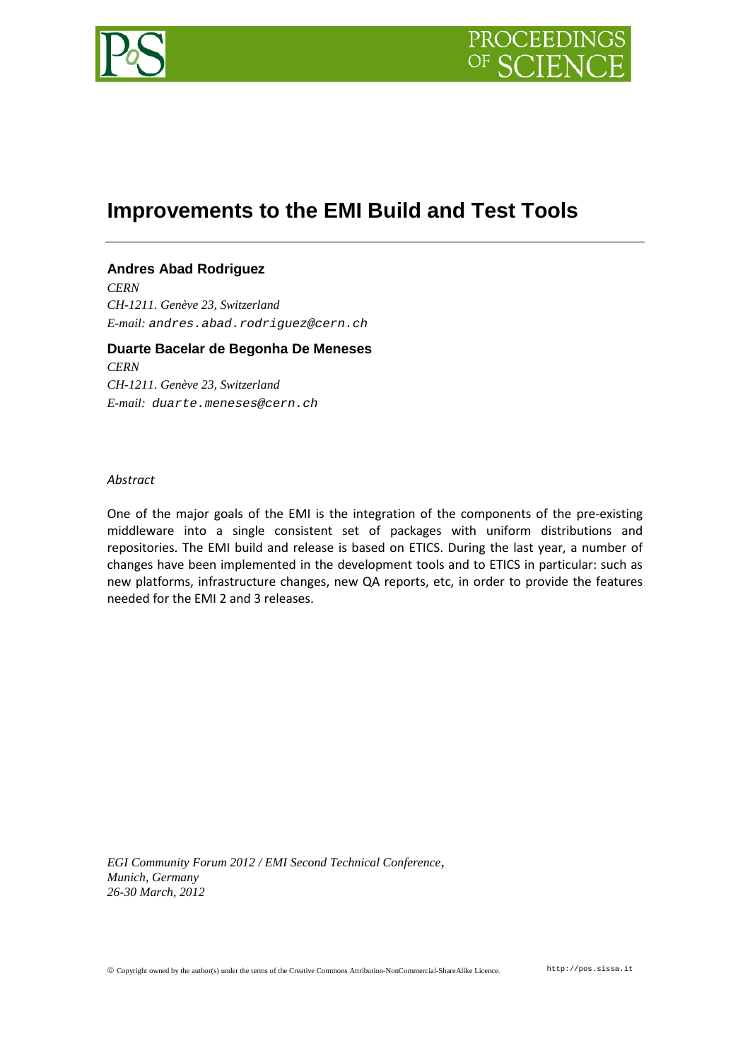# Improvements to the EMI Build and Test Tools

**Andres Abad Rodriguez**

*CERN*
*CH-1211. Genève 23, Switzerland*
*E-mail:* andres.abad.rodriguez@cern.ch

**Duarte Bacelar de Begonha De Meneses**

*CERN*
*CH-1211. Genève 23, Switzerland*
*E-mail:* duarte.meneses@cern.ch

*Abstract*

One of the major goals of the EMI is the integration of the components of the pre-existing middleware into a single consistent set of packages with uniform distributions and repositories. The EMI build and release is based on ETICS. During the last year, a number of changes have been implemented in the development tools and to ETICS in particular: such as new platforms, infrastructure changes, new QA reports, etc, in order to provide the features needed for the EMI 2 and 3 releases.

*EGI Community Forum 2012 / EMI Second Technical Conference, Munich, Germany 26-30 March, 2012*

© Copyright owned by the author(s) under the terms of the Creative Commons Attribution-NonCommercial-ShareAlike Licence.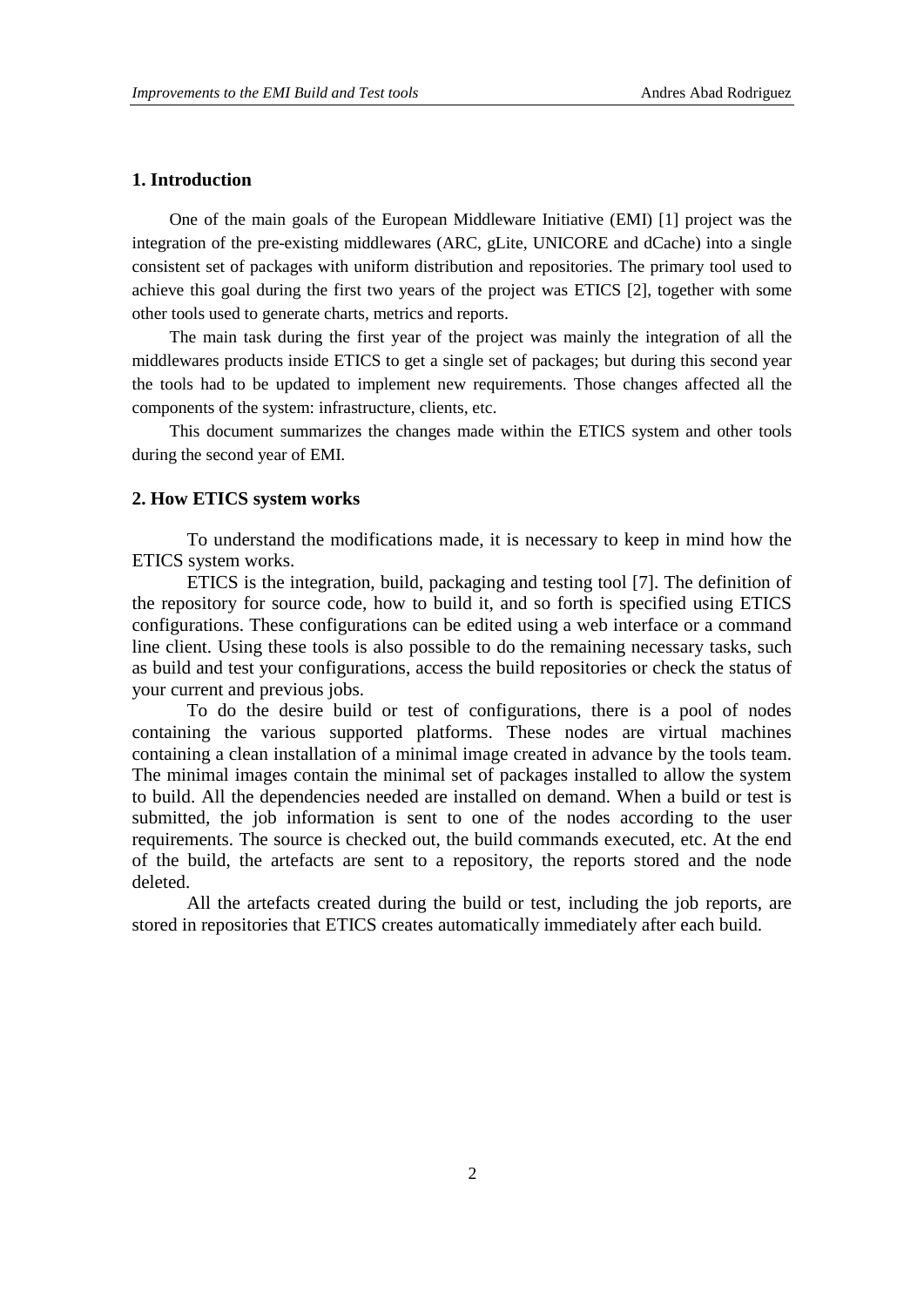## 1. Introduction

One of the main goals of the European Middleware Initiative (EMI) [1] project was the integration of the pre-existing middlewares (ARC, gLite, UNICORE and dCache) into a single consistent set of packages with uniform distribution and repositories. The primary tool used to achieve this goal during the first two years of the project was ETICS [2], together with some other tools used to generate charts, metrics and reports.

The main task during the first year of the project was mainly the integration of all the middlewares products inside ETICS to get a single set of packages; but during this second year the tools had to be updated to implement new requirements. Those changes affected all the components of the system: infrastructure, clients, etc.

This document summarizes the changes made within the ETICS system and other tools during the second year of EMI.

## 2. How ETICS system works

To understand the modifications made, it is necessary to keep in mind how the ETICS system works.

ETICS is the integration, build, packaging and testing tool [7]. The definition of the repository for source code, how to build it, and so forth is specified using ETICS configurations. These configurations can be edited using a web interface or a command line client. Using these tools is also possible to do the remaining necessary tasks, such as build and test your configurations, access the build repositories or check the status of your current and previous jobs.

To do the desire build or test of configurations, there is a pool of nodes containing the various supported platforms. These nodes are virtual machines containing a clean installation of a minimal image created in advance by the tools team. The minimal images contain the minimal set of packages installed to allow the system to build. All the dependencies needed are installed on demand. When a build or test is submitted, the job information is sent to one of the nodes according to the user requirements. The source is checked out, the build commands executed, etc. At the end of the build, the artefacts are sent to a repository, the reports stored and the node deleted.

All the artefacts created during the build or test, including the job reports, are stored in repositories that ETICS creates automatically immediately after each build.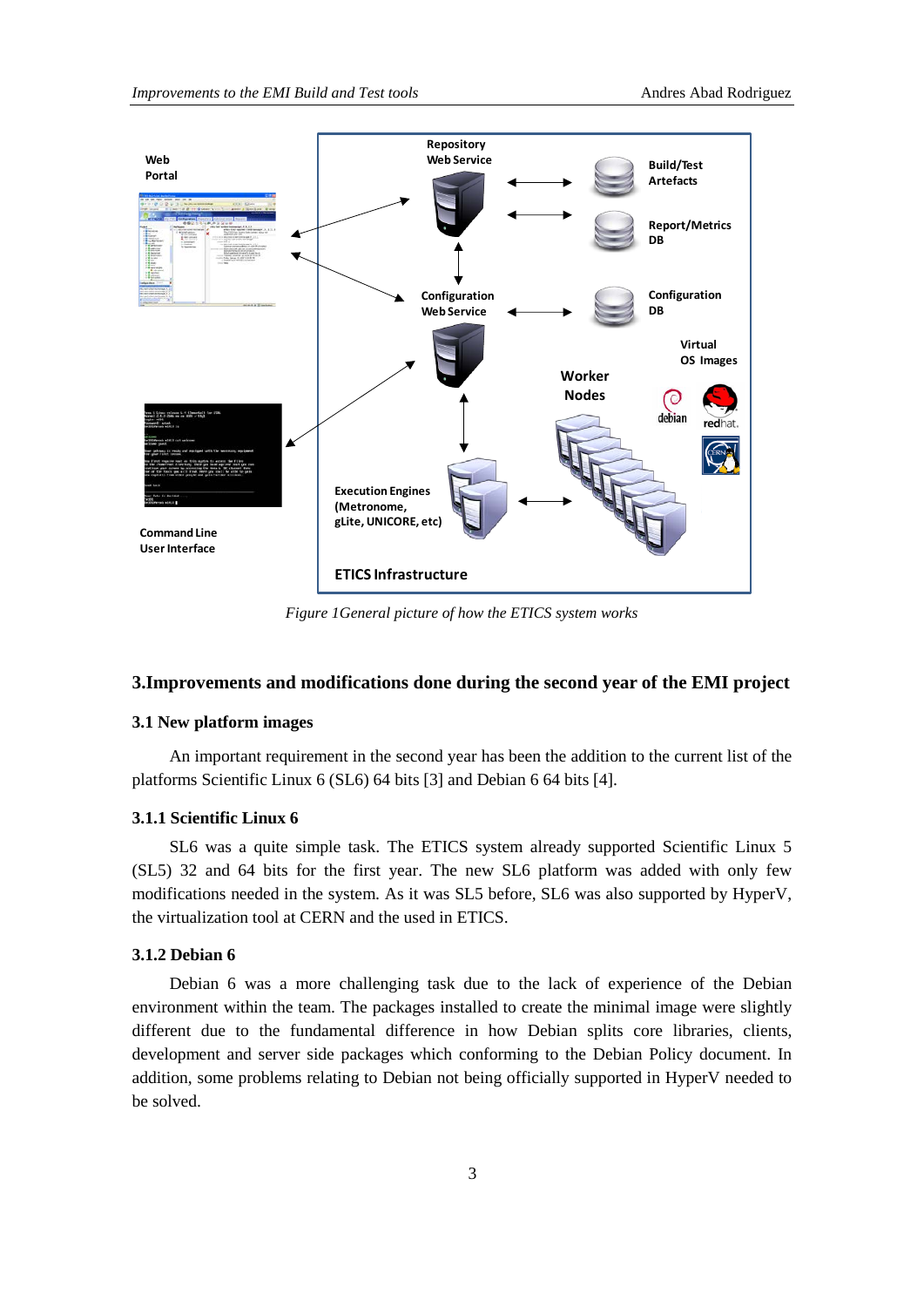Figure 1General picture of how the ETICS system works

## 3.Improvements and modifications done during the second year of the EMI project

### 3.1 New platform images

An important requirement in the second year has been the addition to the current list of the platforms Scientific Linux 6 (SL6) 64 bits [3] and Debian 6 64 bits [4].

#### 3.1.1 Scientific Linux 6

SL6 was a quite simple task. The ETICS system already supported Scientific Linux 5 (SL5) 32 and 64 bits for the first year. The new SL6 platform was added with only few modifications needed in the system. As it was SL5 before, SL6 was also supported by HyperV, the virtualization tool at CERN and the used in ETICS.

#### 3.1.2 Debian 6

Debian 6 was a more challenging task due to the lack of experience of the Debian environment within the team. The packages installed to create the minimal image were slightly different due to the fundamental difference in how Debian splits core libraries, clients, development and server side packages which conforming to the Debian Policy document. In addition, some problems relating to Debian not being officially supported in HyperV needed to be solved.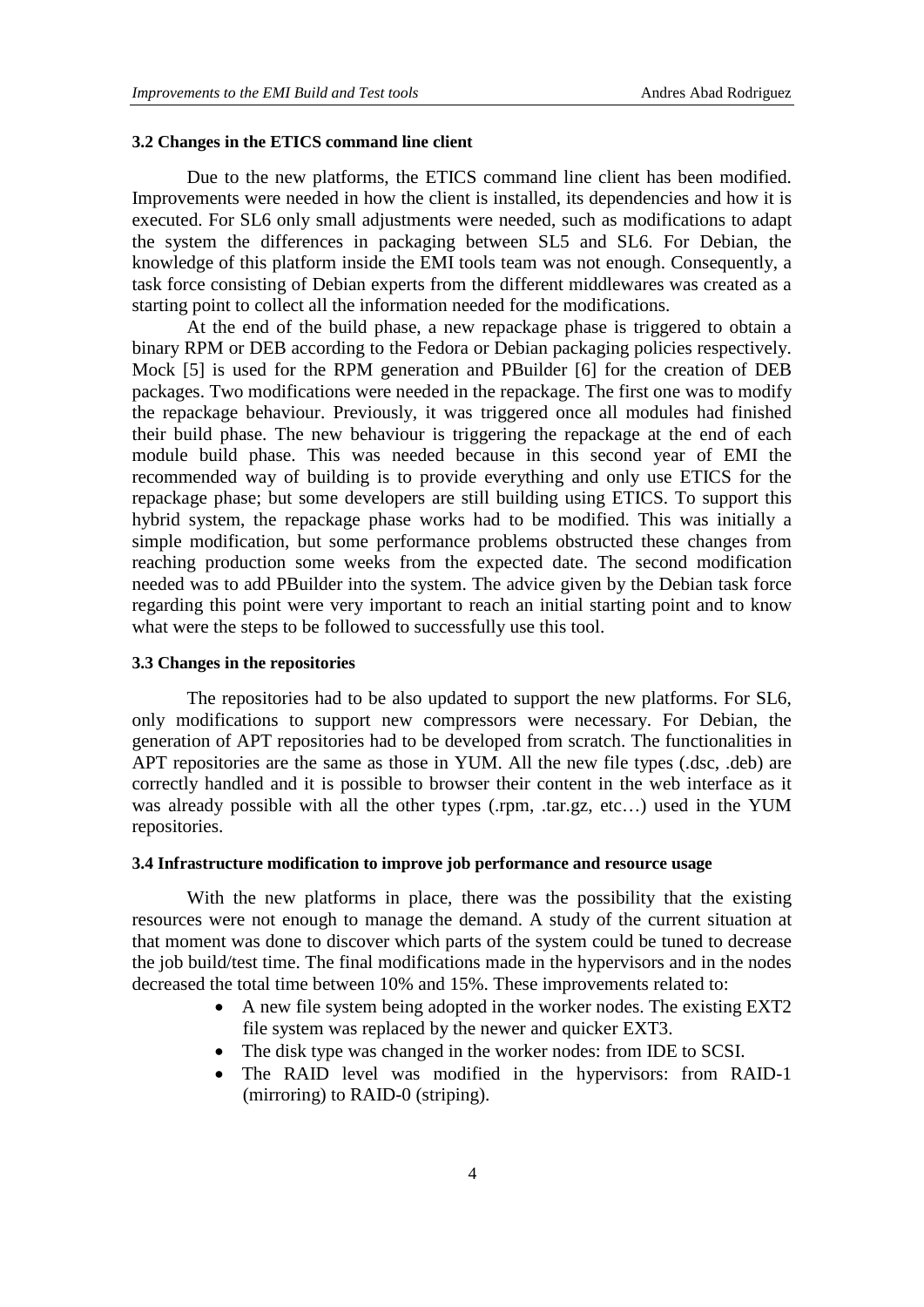### 3.2 Changes in the ETICS command line client

Due to the new platforms, the ETICS command line client has been modified. Improvements were needed in how the client is installed, its dependencies and how it is executed. For SL6 only small adjustments were needed, such as modifications to adapt the system the differences in packaging between SL5 and SL6. For Debian, the knowledge of this platform inside the EMI tools team was not enough. Consequently, a task force consisting of Debian experts from the different middlewares was created as a starting point to collect all the information needed for the modifications.

At the end of the build phase, a new repackage phase is triggered to obtain a binary RPM or DEB according to the Fedora or Debian packaging policies respectively. Mock [5] is used for the RPM generation and PBuilder [6] for the creation of DEB packages. Two modifications were needed in the repackage. The first one was to modify the repackage behaviour. Previously, it was triggered once all modules had finished their build phase. The new behaviour is triggering the repackage at the end of each module build phase. This was needed because in this second year of EMI the recommended way of building is to provide everything and only use ETICS for the repackage phase; but some developers are still building using ETICS. To support this hybrid system, the repackage phase works had to be modified. This was initially a simple modification, but some performance problems obstructed these changes from reaching production some weeks from the expected date. The second modification needed was to add PBuilder into the system. The advice given by the Debian task force regarding this point were very important to reach an initial starting point and to know what were the steps to be followed to successfully use this tool.

### 3.3 Changes in the repositories

The repositories had to be also updated to support the new platforms. For SL6, only modifications to support new compressors were necessary. For Debian, the generation of APT repositories had to be developed from scratch. The functionalities in APT repositories are the same as those in YUM. All the new file types (.dsc, .deb) are correctly handled and it is possible to browser their content in the web interface as it was already possible with all the other types (.rpm, .tar.gz, etc…) used in the YUM repositories.

### 3.4 Infrastructure modification to improve job performance and resource usage

With the new platforms in place, there was the possibility that the existing resources were not enough to manage the demand. A study of the current situation at that moment was done to discover which parts of the system could be tuned to decrease the job build/test time. The final modifications made in the hypervisors and in the nodes decreased the total time between 10% and 15%. These improvements related to:

- A new file system being adopted in the worker nodes. The existing EXT2 file system was replaced by the newer and quicker EXT3.
- The disk type was changed in the worker nodes: from IDE to SCSI.
- The RAID level was modified in the hypervisors: from RAID-1 (mirroring) to RAID-0 (striping).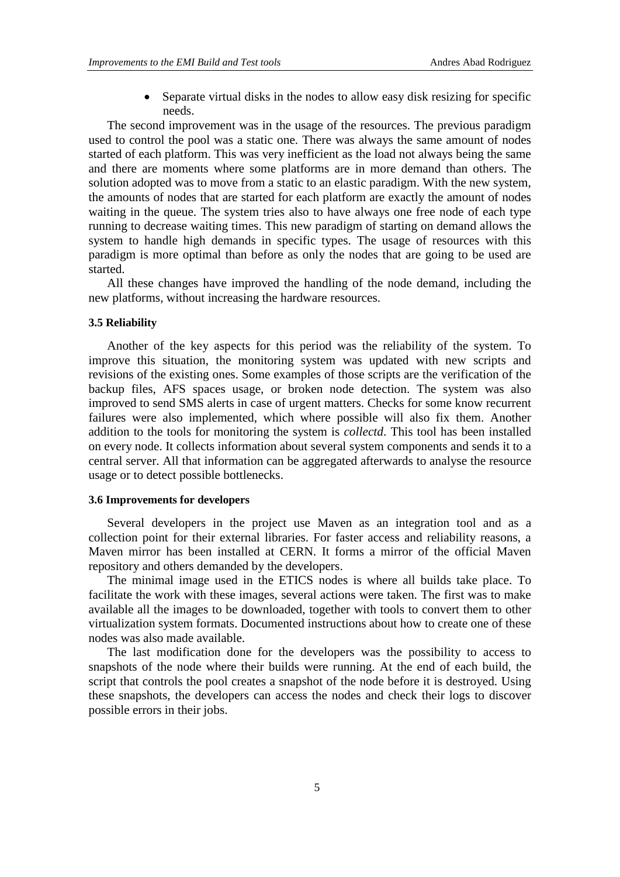- Separate virtual disks in the nodes to allow easy disk resizing for specific needs.

The second improvement was in the usage of the resources. The previous paradigm used to control the pool was a static one. There was always the same amount of nodes started of each platform. This was very inefficient as the load not always being the same and there are moments where some platforms are in more demand than others. The solution adopted was to move from a static to an elastic paradigm. With the new system, the amounts of nodes that are started for each platform are exactly the amount of nodes waiting in the queue. The system tries also to have always one free node of each type running to decrease waiting times. This new paradigm of starting on demand allows the system to handle high demands in specific types. The usage of resources with this paradigm is more optimal than before as only the nodes that are going to be used are started.

All these changes have improved the handling of the node demand, including the new platforms, without increasing the hardware resources.

### 3.5 Reliability

Another of the key aspects for this period was the reliability of the system. To improve this situation, the monitoring system was updated with new scripts and revisions of the existing ones. Some examples of those scripts are the verification of the backup files, AFS spaces usage, or broken node detection. The system was also improved to send SMS alerts in case of urgent matters. Checks for some know recurrent failures were also implemented, which where possible will also fix them. Another addition to the tools for monitoring the system is *collectd*. This tool has been installed on every node. It collects information about several system components and sends it to a central server. All that information can be aggregated afterwards to analyse the resource usage or to detect possible bottlenecks.

### 3.6 Improvements for developers

Several developers in the project use Maven as an integration tool and as a collection point for their external libraries. For faster access and reliability reasons, a Maven mirror has been installed at CERN. It forms a mirror of the official Maven repository and others demanded by the developers.

The minimal image used in the ETICS nodes is where all builds take place. To facilitate the work with these images, several actions were taken. The first was to make available all the images to be downloaded, together with tools to convert them to other virtualization system formats. Documented instructions about how to create one of these nodes was also made available.

The last modification done for the developers was the possibility to access to snapshots of the node where their builds were running. At the end of each build, the script that controls the pool creates a snapshot of the node before it is destroyed. Using these snapshots, the developers can access the nodes and check their logs to discover possible errors in their jobs.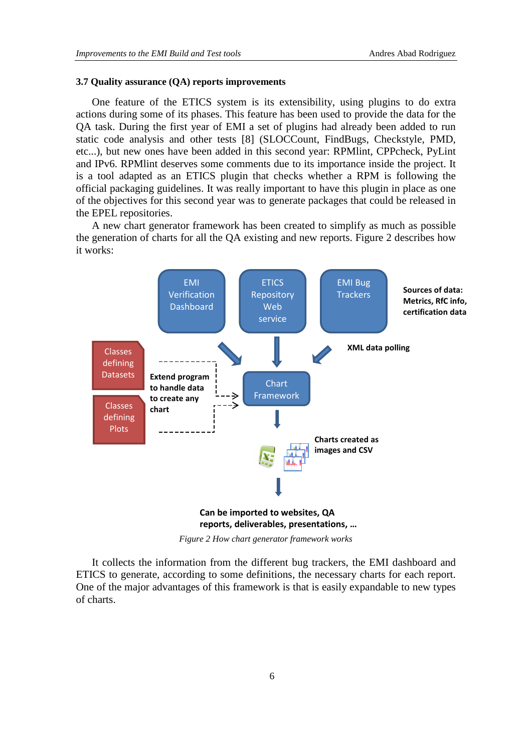### 3.7 Quality assurance (QA) reports improvements

One feature of the ETICS system is its extensibility, using plugins to do extra actions during some of its phases. This feature has been used to provide the data for the QA task. During the first year of EMI a set of plugins had already been added to run static code analysis and other tests [8] (SLOCCount, FindBugs, Checkstyle, PMD, etc...), but new ones have been added in this second year: RPMlint, CPPcheck, PyLint and IPv6. RPMlint deserves some comments due to its importance inside the project. It is a tool adapted as an ETICS plugin that checks whether a RPM is following the official packaging guidelines. It was really important to have this plugin in place as one of the objectives for this second year was to generate packages that could be released in the EPEL repositories.

A new chart generator framework has been created to simplify as much as possible the generation of charts for all the QA existing and new reports. Figure 2 describes how it works:

EMI Verification Dashboard | ETICS Repository Web service | EMI Bug Trackers | **Sources of data: Metrics, RfC info, certification data**

**XML data polling**

Classes defining Datasets | Classes defining Plots | **Extend program to handle data to create any chart** | Chart Framework

**Charts created as images and CSV**

**Can be imported to websites, QA reports, deliverables, presentations, …**

*Figure 2 How chart generator framework works*

It collects the information from the different bug trackers, the EMI dashboard and ETICS to generate, according to some definitions, the necessary charts for each report. One of the major advantages of this framework is that is easily expandable to new types of charts.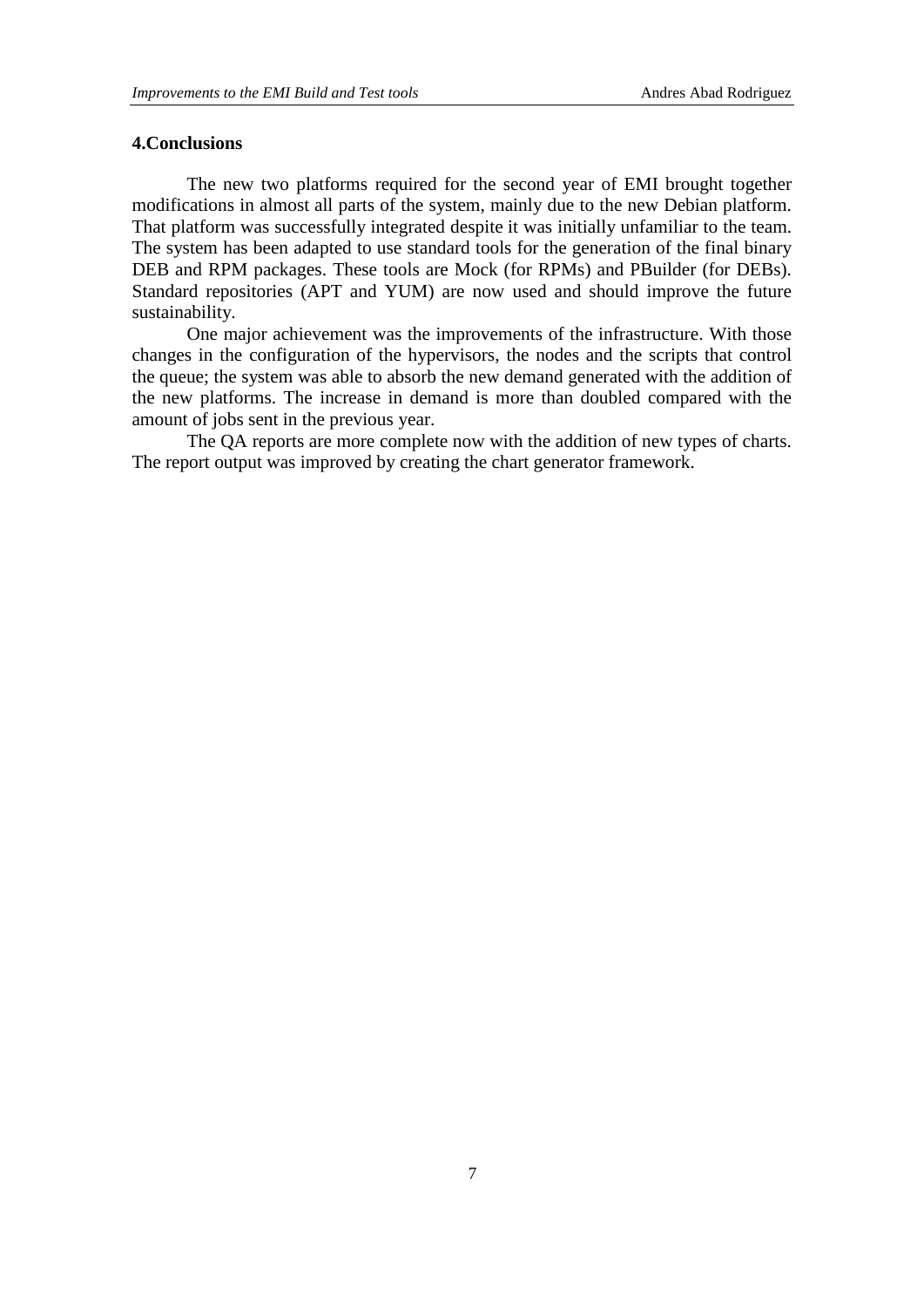## 4.Conclusions

The new two platforms required for the second year of EMI brought together modifications in almost all parts of the system, mainly due to the new Debian platform. That platform was successfully integrated despite it was initially unfamiliar to the team. The system has been adapted to use standard tools for the generation of the final binary DEB and RPM packages. These tools are Mock (for RPMs) and PBuilder (for DEBs). Standard repositories (APT and YUM) are now used and should improve the future sustainability.

One major achievement was the improvements of the infrastructure. With those changes in the configuration of the hypervisors, the nodes and the scripts that control the queue; the system was able to absorb the new demand generated with the addition of the new platforms. The increase in demand is more than doubled compared with the amount of jobs sent in the previous year.

The QA reports are more complete now with the addition of new types of charts. The report output was improved by creating the chart generator framework.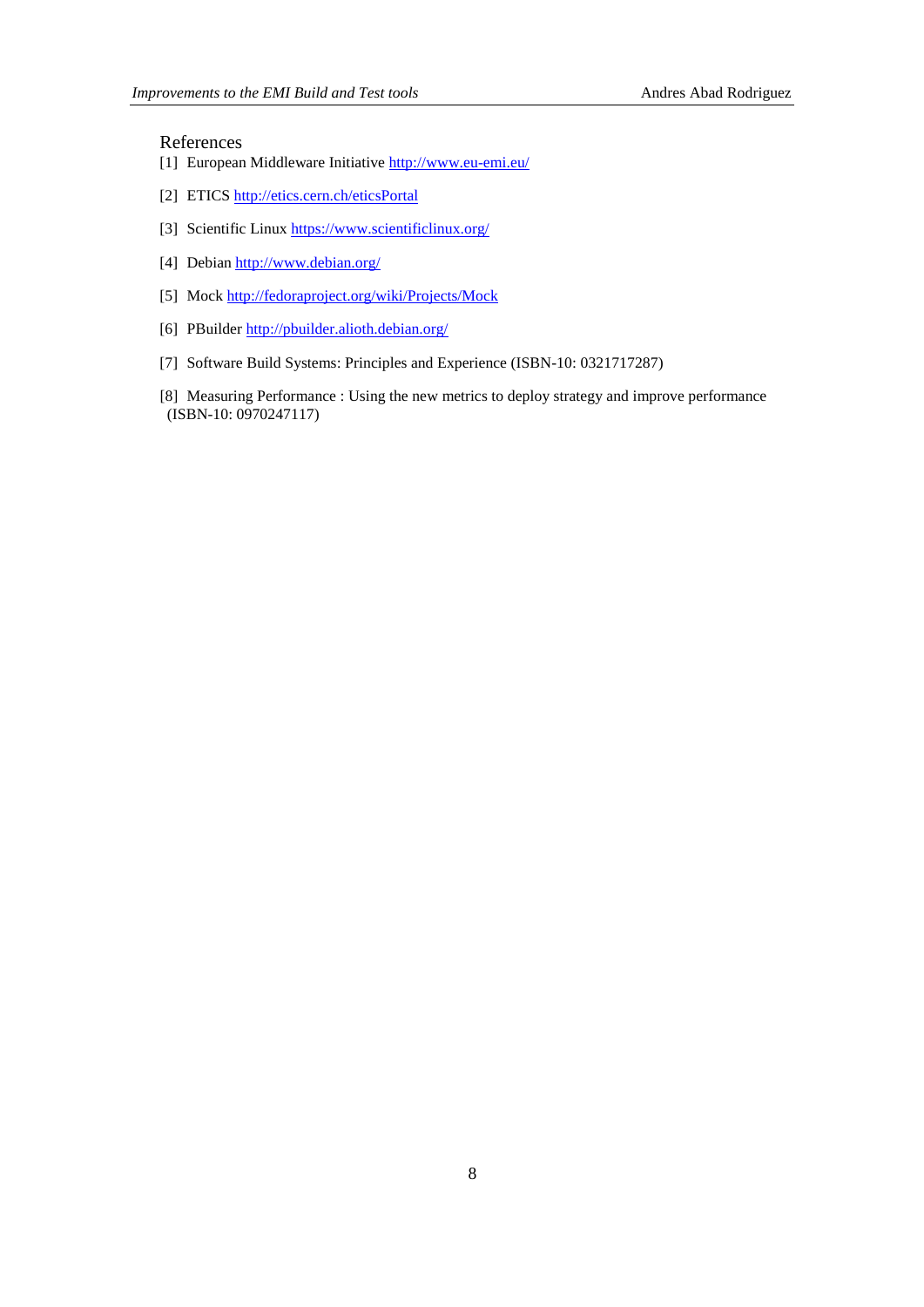## References

[1] European Middleware Initiative http://www.eu-emi.eu/

[2] ETICS http://etics.cern.ch/eticsPortal

[3] Scientific Linux https://www.scientificlinux.org/

[4] Debian http://www.debian.org/

[5] Mock http://fedoraproject.org/wiki/Projects/Mock

[6] PBuilder http://pbuilder.alioth.debian.org/

[7] Software Build Systems: Principles and Experience (ISBN-10: 0321717287)

[8] Measuring Performance : Using the new metrics to deploy strategy and improve performance (ISBN-10: 0970247117)